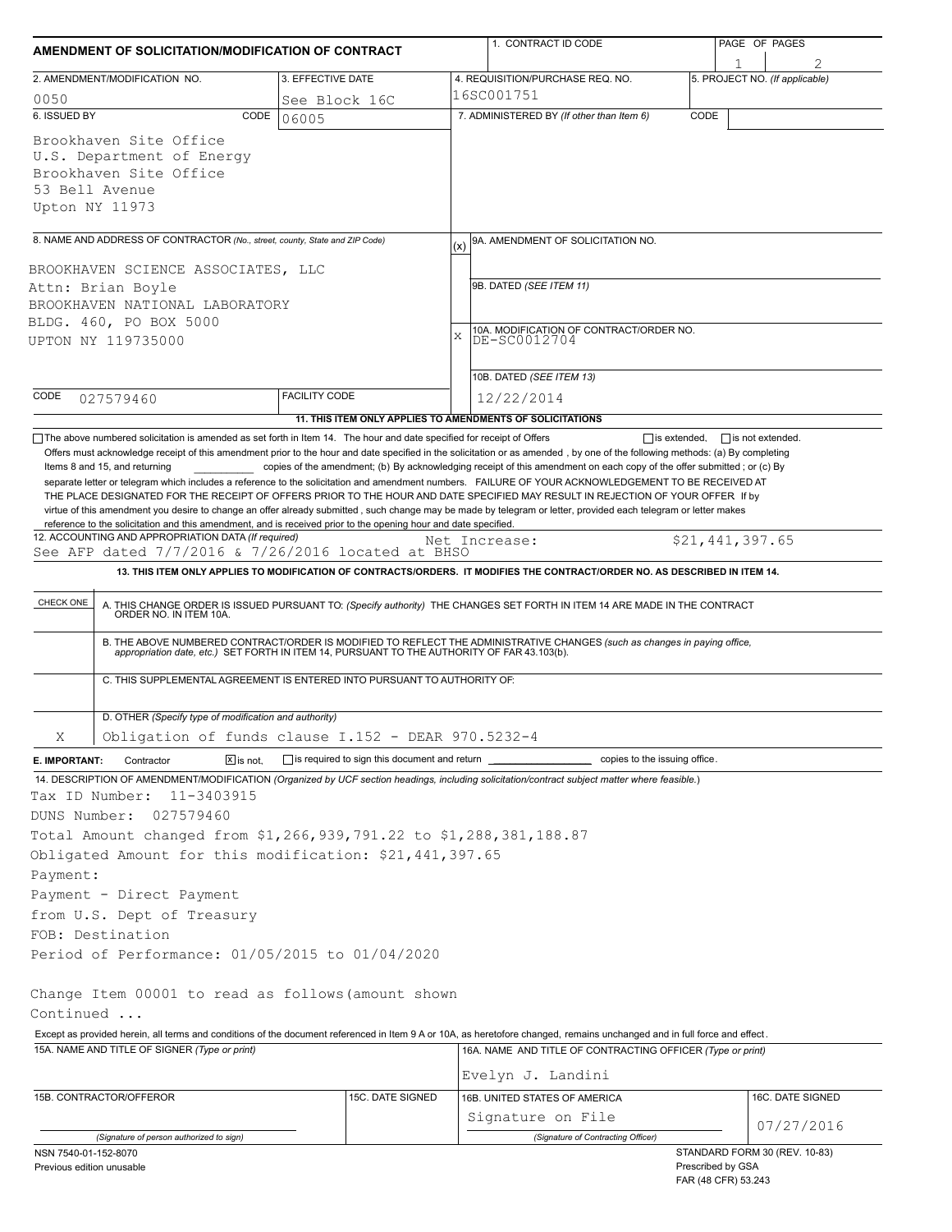# AMENDMENT OF SOLICITATION/MODIFICATION OF CONTRACT

| 1. CONTRACT ID CODE | PAGE OF PAGES |
|---|---|
| | 1 of 2 |

| 2. AMENDMENT/MODIFICATION NO. | 3. EFFECTIVE DATE | 4. REQUISITION/PURCHASE REQ. NO. | 5. PROJECT NO. (If applicable) |
|---|---|---|---|
| 0050 | See Block 16C | 16SC001751 | |

**6. ISSUED BY** CODE 06005

Brookhaven Site Office
U.S. Department of Energy
Brookhaven Site Office
53 Bell Avenue
Upton NY 11973

**7. ADMINISTERED BY** *(If other than Item 6)* CODE

**8. NAME AND ADDRESS OF CONTRACTOR** *(No., street, county, State and ZIP Code)*

BROOKHAVEN SCIENCE ASSOCIATES, LLC
Attn: Brian Boyle
BROOKHAVEN NATIONAL LABORATORY
BLDG. 460, PO BOX 5000
UPTON NY 119735000

CODE 027579460 FACILITY CODE

(x) 9A. AMENDMENT OF SOLICITATION NO.

9B. DATED *(SEE ITEM 11)*

X 10A. MODIFICATION OF CONTRACT/ORDER NO. DE-SC0012704

10B. DATED *(SEE ITEM 13)* 12/22/2014

**11. THIS ITEM ONLY APPLIES TO AMENDMENTS OF SOLICITATIONS**

☐ The above numbered solicitation is amended as set forth in Item 14. The hour and date specified for receipt of Offers ☐ is extended, ☐ is not extended.
Offers must acknowledge receipt of this amendment prior to the hour and date specified in the solicitation or as amended , by one of the following methods: (a) By completing Items 8 and 15, and returning \_\_\_\_\_\_\_\_\_\_ copies of the amendment; (b) By acknowledging receipt of this amendment on each copy of the offer submitted ; or (c) By separate letter or telegram which includes a reference to the solicitation and amendment numbers. FAILURE OF YOUR ACKNOWLEDGEMENT TO BE RECEIVED AT THE PLACE DESIGNATED FOR THE RECEIPT OF OFFERS PRIOR TO THE HOUR AND DATE SPECIFIED MAY RESULT IN REJECTION OF YOUR OFFER If by virtue of this amendment you desire to change an offer already submitted , such change may be made by telegram or letter, provided each telegram or letter makes reference to the solicitation and this amendment, and is received prior to the opening hour and date specified.

**12. ACCOUNTING AND APPROPRIATION DATA** *(If required)*
See AFP dated 7/7/2016 & 7/26/2016 located at BHSO Net Increase: $21,441,397.65

**13. THIS ITEM ONLY APPLIES TO MODIFICATION OF CONTRACTS/ORDERS. IT MODIFIES THE CONTRACT/ORDER NO. AS DESCRIBED IN ITEM 14.**

| CHECK ONE | |
|---|---|
| | A. THIS CHANGE ORDER IS ISSUED PURSUANT TO: *(Specify authority)* THE CHANGES SET FORTH IN ITEM 14 ARE MADE IN THE CONTRACT ORDER NO. IN ITEM 10A. |
| | B. THE ABOVE NUMBERED CONTRACT/ORDER IS MODIFIED TO REFLECT THE ADMINISTRATIVE CHANGES *(such as changes in paying office, appropriation date, etc.)* SET FORTH IN ITEM 14, PURSUANT TO THE AUTHORITY OF FAR 43.103(b). |
| | C. THIS SUPPLEMENTAL AGREEMENT IS ENTERED INTO PURSUANT TO AUTHORITY OF: |
| X | D. OTHER *(Specify type of modification and authority)* Obligation of funds clause I.152 - DEAR 970.5232-4 |

**E. IMPORTANT:** Contractor ☒ is not, ☐ is required to sign this document and return \_\_\_\_\_\_\_\_ copies to the issuing office.

**14. DESCRIPTION OF AMENDMENT/MODIFICATION** *(Organized by UCF section headings, including solicitation/contract subject matter where feasible.)*

Tax ID Number: 11-3403915
DUNS Number: 027579460
Total Amount changed from $1,266,939,791.22 to $1,288,381,188.87
Obligated Amount for this modification: $21,441,397.65
Payment:
Payment - Direct Payment
from U.S. Dept of Treasury
FOB: Destination
Period of Performance: 01/05/2015 to 01/04/2020

Change Item 00001 to read as follows(amount shown
Continued ...

Except as provided herein, all terms and conditions of the document referenced in Item 9 A or 10A, as heretofore changed, remains unchanged and in full force and effect.

| 15A. NAME AND TITLE OF SIGNER (Type or print) | | 16A. NAME AND TITLE OF CONTRACTING OFFICER (Type or print) | |
|---|---|---|---|
| | | Evelyn J. Landini | |
| 15B. CONTRACTOR/OFFEROR | 15C. DATE SIGNED | 16B. UNITED STATES OF AMERICA | 16C. DATE SIGNED |
| (Signature of person authorized to sign) | | Signature on File (Signature of Contracting Officer) | 07/27/2016 |

NSN 7540-01-152-8070
Previous edition unusable

STANDARD FORM 30 (REV. 10-83)
Prescribed by GSA
FAR (48 CFR) 53.243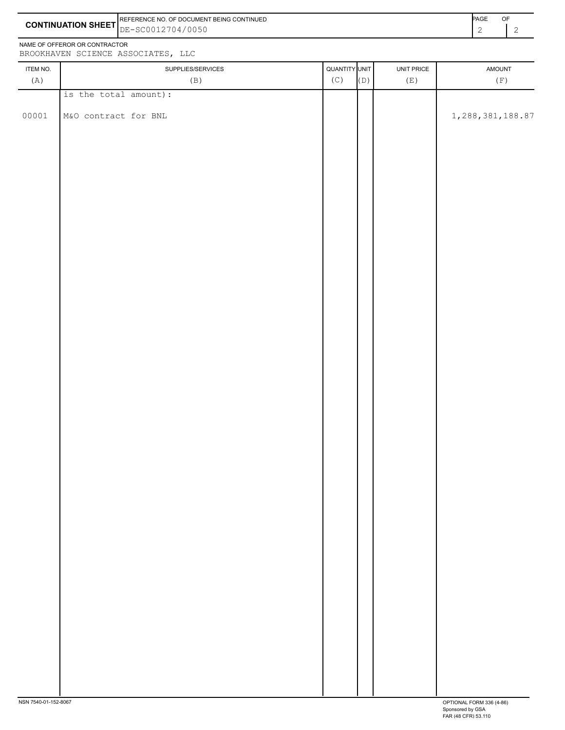**CONTINUATION SHEET**

REFERENCE NO. OF DOCUMENT BEING CONTINUED
DE-SC0012704/0050

NAME OF OFFEROR OR CONTRACTOR
BROOKHAVEN SCIENCE ASSOCIATES, LLC

| ITEM NO. (A) | SUPPLIES/SERVICES (B) | QUANTITY (C) | UNIT (D) | UNIT PRICE (E) | AMOUNT (F) |
|---|---|---|---|---|---|
| | is the total amount): | | | | |
| 00001 | M&O contract for BNL | | | | 1,288,381,188.87 |

NSN 7540-01-152-8067

OPTIONAL FORM 336 (4-86)
Sponsored by GSA
FAR (48 CFR) 53.110